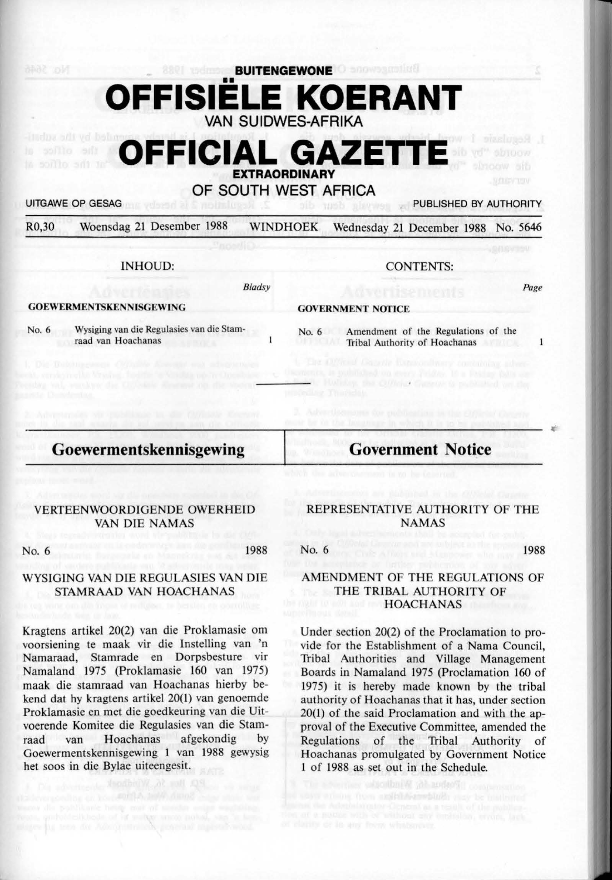**BUITENGEWONE**

# OFFISIËLE KOERANT

VAN SUIDWES-AFRIKA

# OFFICIAL GAZETTE

**EXTRAORDINARY**

OF SOUTH WEST AFRICA

UITGAWE OP GESAG — PUBLISHED BY AUTHORITY

R0,30 Woensdag 21 Desember 1988 WINDHOEK Wednesday 21 December 1988 No. 5646

INHOUD:

| | | Bladsy |
|---|---|---|
| **GOEWERMENTSKENNISGEWING** | | |
| No. 6 | Wysiging van die Regulasies van die Stamraad van Hoachanas | 1 |

CONTENTS:

| | | Page |
|---|---|---|
| **GOVERNMENT NOTICE** | | |
| No. 6 | Amendment of the Regulations of the Tribal Authority of Hoachanas | 1 |

## Goewermentskennisgewing

### VERTEENWOORDIGENDE OWERHEID VAN DIE NAMAS

No. 6 1988

### WYSIGING VAN DIE REGULASIES VAN DIE STAMRAAD VAN HOACHANAS

Kragtens artikel 20(2) van die Proklamasie om voorsiening te maak vir die Instelling van 'n Namaraad, Stamrade en Dorpsbesture vir Namaland 1975 (Proklamasie 160 van 1975) maak die stamraad van Hoachanas hierby bekend dat hy kragtens artikel 20(1) van genoemde Proklamasie en met die goedkeuring van die Uitvoerende Komitee die Regulasies van die Stamraad van Hoachanas afgekondig by Goewermentskennisgewing 1 van 1988 gewysig het soos in die Bylae uiteengesit.

## Government Notice

### REPRESENTATIVE AUTHORITY OF THE NAMAS

No. 6 1988

### AMENDMENT OF THE REGULATIONS OF THE TRIBAL AUTHORITY OF HOACHANAS

Under section 20(2) of the Proclamation to provide for the Establishment of a Nama Council, Tribal Authorities and Village Management Boards in Namaland 1975 (Proclamation 160 of 1975) it is hereby made known by the tribal authority of Hoachanas that it has, under section 20(1) of the said Proclamation and with the approval of the Executive Committee, amended the Regulations of the Tribal Authority of Hoachanas promulgated by Government Notice 1 of 1988 as set out in the Schedule.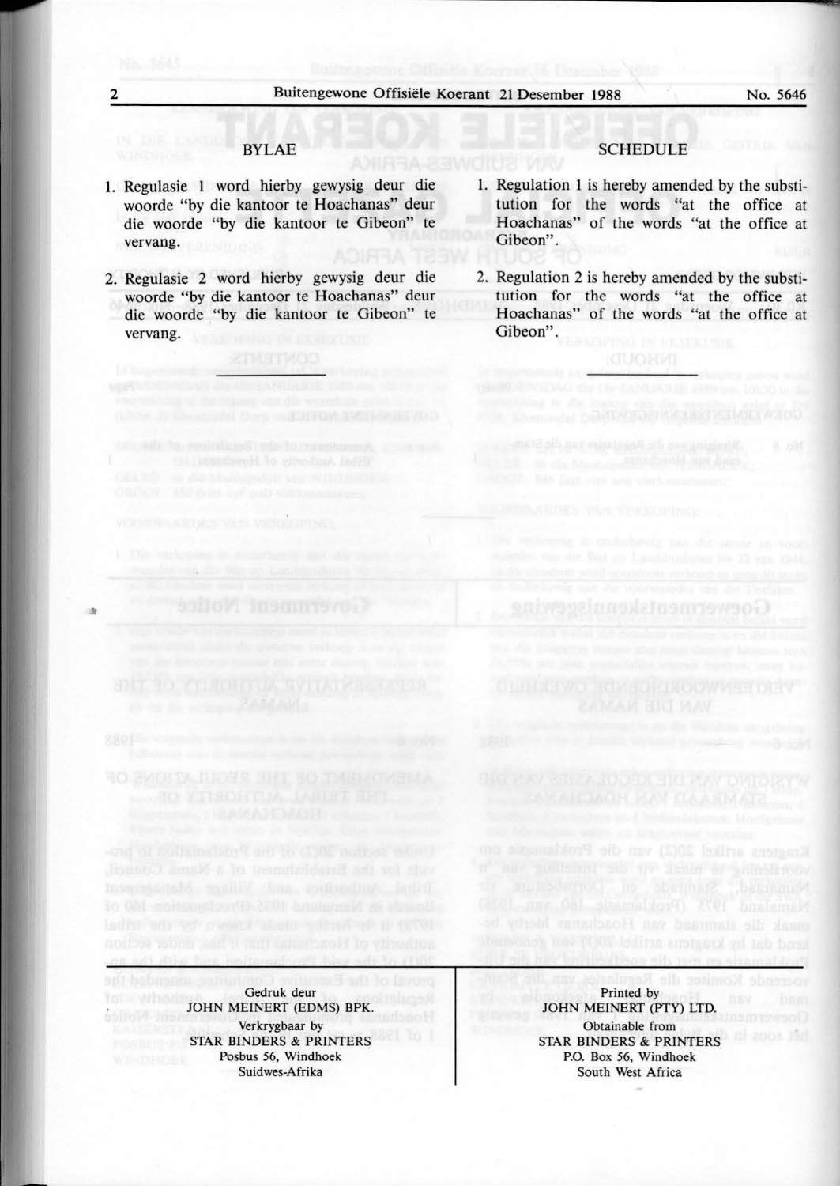## BYLAE

1. Regulasie 1 word hierby gewysig deur die woorde "by die kantoor te Hoachanas" deur die woorde "by die kantoor te Gibeon" te vervang.

2. Regulasie 2 word hierby gewysig deur die woorde "by die kantoor te Hoachanas" deur die woorde "by die kantoor te Gibeon" te vervang.

## SCHEDULE

1. Regulation 1 is hereby amended by the substitution for the words "at the office at Hoachanas" of the words "at the office at Gibeon".

2. Regulation 2 is hereby amended by the substitution for the words "at the office at Hoachanas" of the words "at the office at Gibeon".

---

Gedruk deur
JOHN MEINERT (EDMS) BPK.
Verkrygbaar by
STAR BINDERS & PRINTERS
Posbus 56, Windhoek
Suidwes-Afrika

Printed by
JOHN MEINERT (PTY) LTD.
Obtainable from
STAR BINDERS & PRINTERS
P.O. Box 56, Windhoek
South West Africa